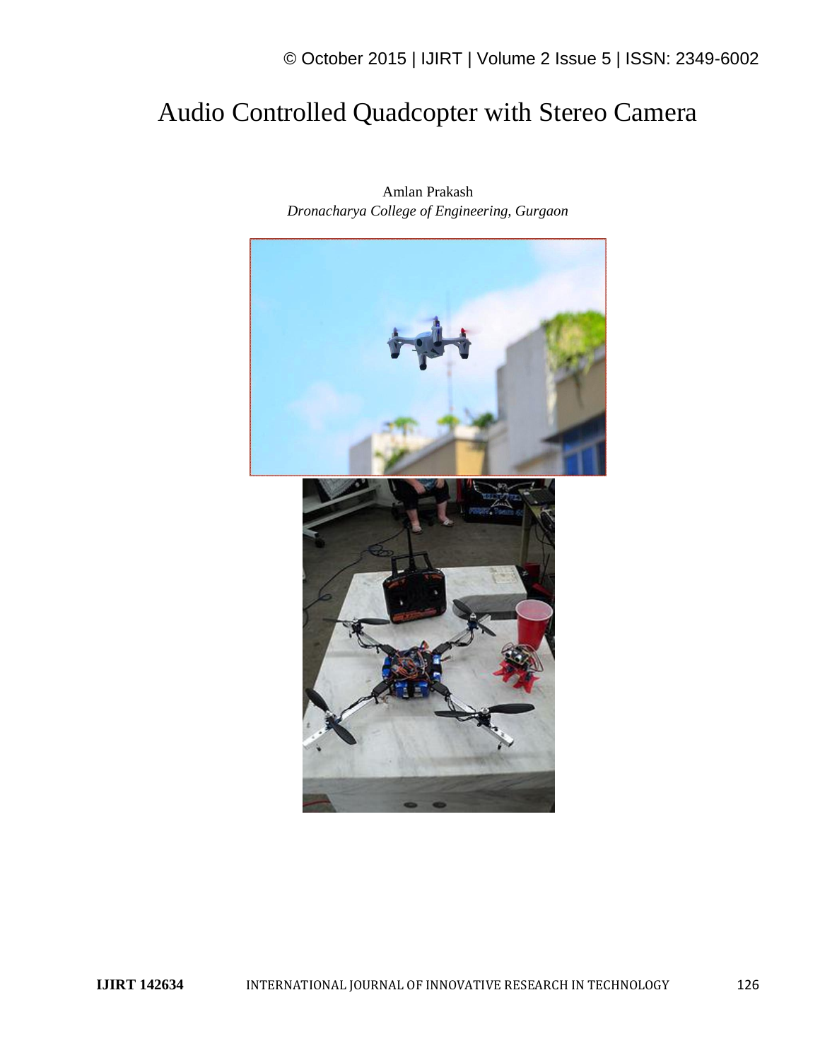# Audio Controlled Quadcopter with Stereo Camera

Amlan Prakash
*Dronacharya College of Engineering, Gurgaon*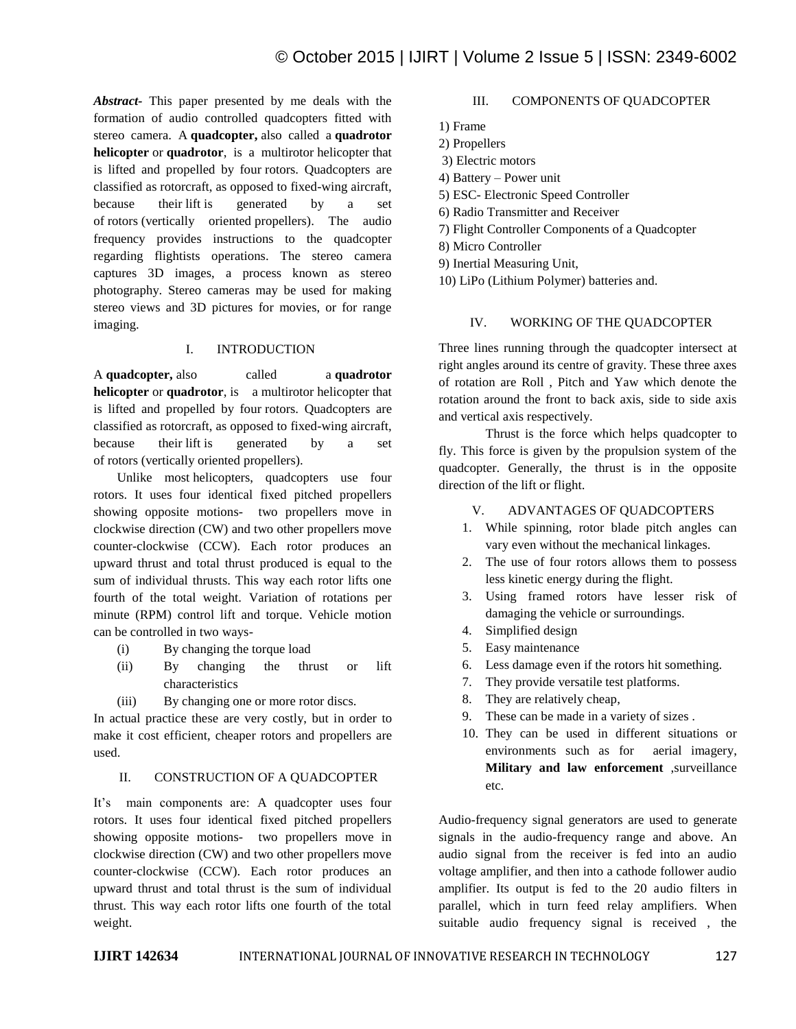***Abstract-*** This paper presented by me deals with the formation of audio controlled quadcopters fitted with stereo camera. A **quadcopter,** also called a **quadrotor helicopter** or **quadrotor**, is a multirotor helicopter that is lifted and propelled by four rotors. Quadcopters are classified as rotorcraft, as opposed to fixed-wing aircraft, because their lift is generated by a set of rotors (vertically oriented propellers). The audio frequency provides instructions to the quadcopter regarding flightists operations. The stereo camera captures 3D images, a process known as stereo photography. Stereo cameras may be used for making stereo views and 3D pictures for movies, or for range imaging.

## I. INTRODUCTION

A **quadcopter,** also called a **quadrotor helicopter** or **quadrotor**, is a multirotor helicopter that is lifted and propelled by four rotors. Quadcopters are classified as rotorcraft, as opposed to fixed-wing aircraft, because their lift is generated by a set of rotors (vertically oriented propellers).

Unlike most helicopters, quadcopters use four rotors. It uses four identical fixed pitched propellers showing opposite motions- two propellers move in clockwise direction (CW) and two other propellers move counter-clockwise (CCW). Each rotor produces an upward thrust and total thrust produced is equal to the sum of individual thrusts. This way each rotor lifts one fourth of the total weight. Variation of rotations per minute (RPM) control lift and torque. Vehicle motion can be controlled in two ways-

(i) By changing the torque load
(ii) By changing the thrust or lift characteristics
(iii) By changing one or more rotor discs.

In actual practice these are very costly, but in order to make it cost efficient, cheaper rotors and propellers are used.

## II. CONSTRUCTION OF A QUADCOPTER

It's main components are: A quadcopter uses four rotors. It uses four identical fixed pitched propellers showing opposite motions- two propellers move in clockwise direction (CW) and two other propellers move counter-clockwise (CCW). Each rotor produces an upward thrust and total thrust is the sum of individual thrust. This way each rotor lifts one fourth of the total weight.

## III. COMPONENTS OF QUADCOPTER

1) Frame
2) Propellers
3) Electric motors
4) Battery – Power unit
5) ESC- Electronic Speed Controller
6) Radio Transmitter and Receiver
7) Flight Controller Components of a Quadcopter
8) Micro Controller
9) Inertial Measuring Unit,
10) LiPo (Lithium Polymer) batteries and.

## IV. WORKING OF THE QUADCOPTER

Three lines running through the quadcopter intersect at right angles around its centre of gravity. These three axes of rotation are Roll , Pitch and Yaw which denote the rotation around the front to back axis, side to side axis and vertical axis respectively.

Thrust is the force which helps quadcopter to fly. This force is given by the propulsion system of the quadcopter. Generally, the thrust is in the opposite direction of the lift or flight.

## V. ADVANTAGES OF QUADCOPTERS

1. While spinning, rotor blade pitch angles can vary even without the mechanical linkages.
2. The use of four rotors allows them to possess less kinetic energy during the flight.
3. Using framed rotors have lesser risk of damaging the vehicle or surroundings.
4. Simplified design
5. Easy maintenance
6. Less damage even if the rotors hit something.
7. They provide versatile test platforms.
8. They are relatively cheap,
9. These can be made in a variety of sizes .
10. They can be used in different situations or environments such as for aerial imagery, **Military and law enforcement** ,surveillance etc.

Audio-frequency signal generators are used to generate signals in the audio-frequency range and above. An audio signal from the receiver is fed into an audio voltage amplifier, and then into a cathode follower audio amplifier. Its output is fed to the 20 audio filters in parallel, which in turn feed relay amplifiers. When suitable audio frequency signal is received , the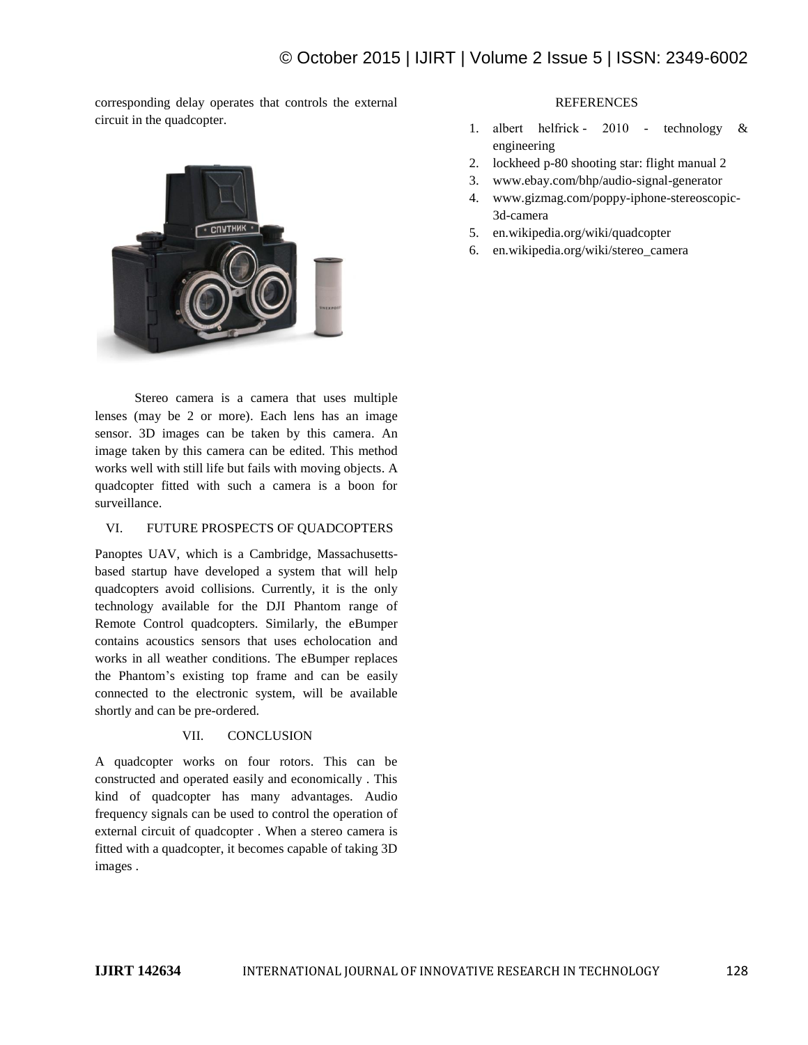corresponding delay operates that controls the external circuit in the quadcopter.

Stereo camera is a camera that uses multiple lenses (may be 2 or more). Each lens has an image sensor. 3D images can be taken by this camera. An image taken by this camera can be edited. This method works well with still life but fails with moving objects. A quadcopter fitted with such a camera is a boon for surveillance.

## VI. FUTURE PROSPECTS OF QUADCOPTERS

Panoptes UAV, which is a Cambridge, Massachusetts-based startup have developed a system that will help quadcopters avoid collisions. Currently, it is the only technology available for the DJI Phantom range of Remote Control quadcopters. Similarly, the eBumper contains acoustics sensors that uses echolocation and works in all weather conditions. The eBumper replaces the Phantom's existing top frame and can be easily connected to the electronic system, will be available shortly and can be pre-ordered.

## VII. CONCLUSION

A quadcopter works on four rotors. This can be constructed and operated easily and economically . This kind of quadcopter has many advantages. Audio frequency signals can be used to control the operation of external circuit of quadcopter . When a stereo camera is fitted with a quadcopter, it becomes capable of taking 3D images .

## REFERENCES

1. albert helfrick - 2010 - technology & engineering
2. lockheed p-80 shooting star: flight manual 2
3. www.ebay.com/bhp/audio-signal-generator
4. www.gizmag.com/poppy-iphone-stereoscopic-3d-camera
5. en.wikipedia.org/wiki/quadcopter
6. en.wikipedia.org/wiki/stereo_camera